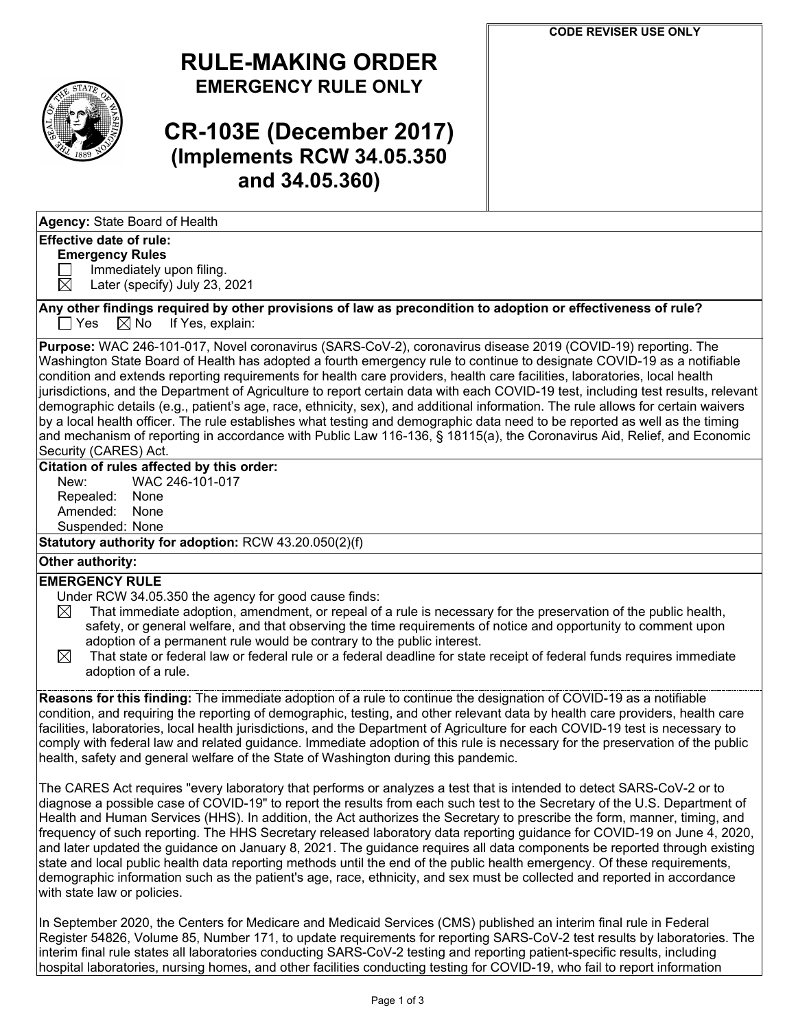**CODE REVISER USE ONLY**

# RULE-MAKING ORDER
## EMERGENCY RULE ONLY

# CR-103E (December 2017)
## (Implements RCW 34.05.350 and 34.05.360)

**Agency:** State Board of Health

**Effective date of rule:**

**Emergency Rules**

☐ Immediately upon filing.

☒ Later (specify) July 23, 2021

**Any other findings required by other provisions of law as precondition to adoption or effectiveness of rule?**

☐ Yes ☒ No If Yes, explain:

**Purpose:** WAC 246-101-017, Novel coronavirus (SARS-CoV-2), coronavirus disease 2019 (COVID-19) reporting. The Washington State Board of Health has adopted a fourth emergency rule to continue to designate COVID-19 as a notifiable condition and extends reporting requirements for health care providers, health care facilities, laboratories, local health jurisdictions, and the Department of Agriculture to report certain data with each COVID-19 test, including test results, relevant demographic details (e.g., patient's age, race, ethnicity, sex), and additional information. The rule allows for certain waivers by a local health officer. The rule establishes what testing and demographic data need to be reported as well as the timing and mechanism of reporting in accordance with Public Law 116-136, § 18115(a), the Coronavirus Aid, Relief, and Economic Security (CARES) Act.

**Citation of rules affected by this order:**

New: WAC 246-101-017

Repealed: None

Amended: None

Suspended: None

**Statutory authority for adoption:** RCW 43.20.050(2)(f)

**Other authority:**

**EMERGENCY RULE**

Under RCW 34.05.350 the agency for good cause finds:

☒ That immediate adoption, amendment, or repeal of a rule is necessary for the preservation of the public health, safety, or general welfare, and that observing the time requirements of notice and opportunity to comment upon adoption of a permanent rule would be contrary to the public interest.

☒ That state or federal law or federal rule or a federal deadline for state receipt of federal funds requires immediate adoption of a rule.

**Reasons for this finding:** The immediate adoption of a rule to continue the designation of COVID-19 as a notifiable condition, and requiring the reporting of demographic, testing, and other relevant data by health care providers, health care facilities, laboratories, local health jurisdictions, and the Department of Agriculture for each COVID-19 test is necessary to comply with federal law and related guidance. Immediate adoption of this rule is necessary for the preservation of the public health, safety and general welfare of the State of Washington during this pandemic.

The CARES Act requires "every laboratory that performs or analyzes a test that is intended to detect SARS-CoV-2 or to diagnose a possible case of COVID-19" to report the results from each such test to the Secretary of the U.S. Department of Health and Human Services (HHS). In addition, the Act authorizes the Secretary to prescribe the form, manner, timing, and frequency of such reporting. The HHS Secretary released laboratory data reporting guidance for COVID-19 on June 4, 2020, and later updated the guidance on January 8, 2021. The guidance requires all data components be reported through existing state and local public health data reporting methods until the end of the public health emergency. Of these requirements, demographic information such as the patient's age, race, ethnicity, and sex must be collected and reported in accordance with state law or policies.

In September 2020, the Centers for Medicare and Medicaid Services (CMS) published an interim final rule in Federal Register 54826, Volume 85, Number 171, to update requirements for reporting SARS-CoV-2 test results by laboratories. The interim final rule states all laboratories conducting SARS-CoV-2 testing and reporting patient-specific results, including hospital laboratories, nursing homes, and other facilities conducting testing for COVID-19, who fail to report information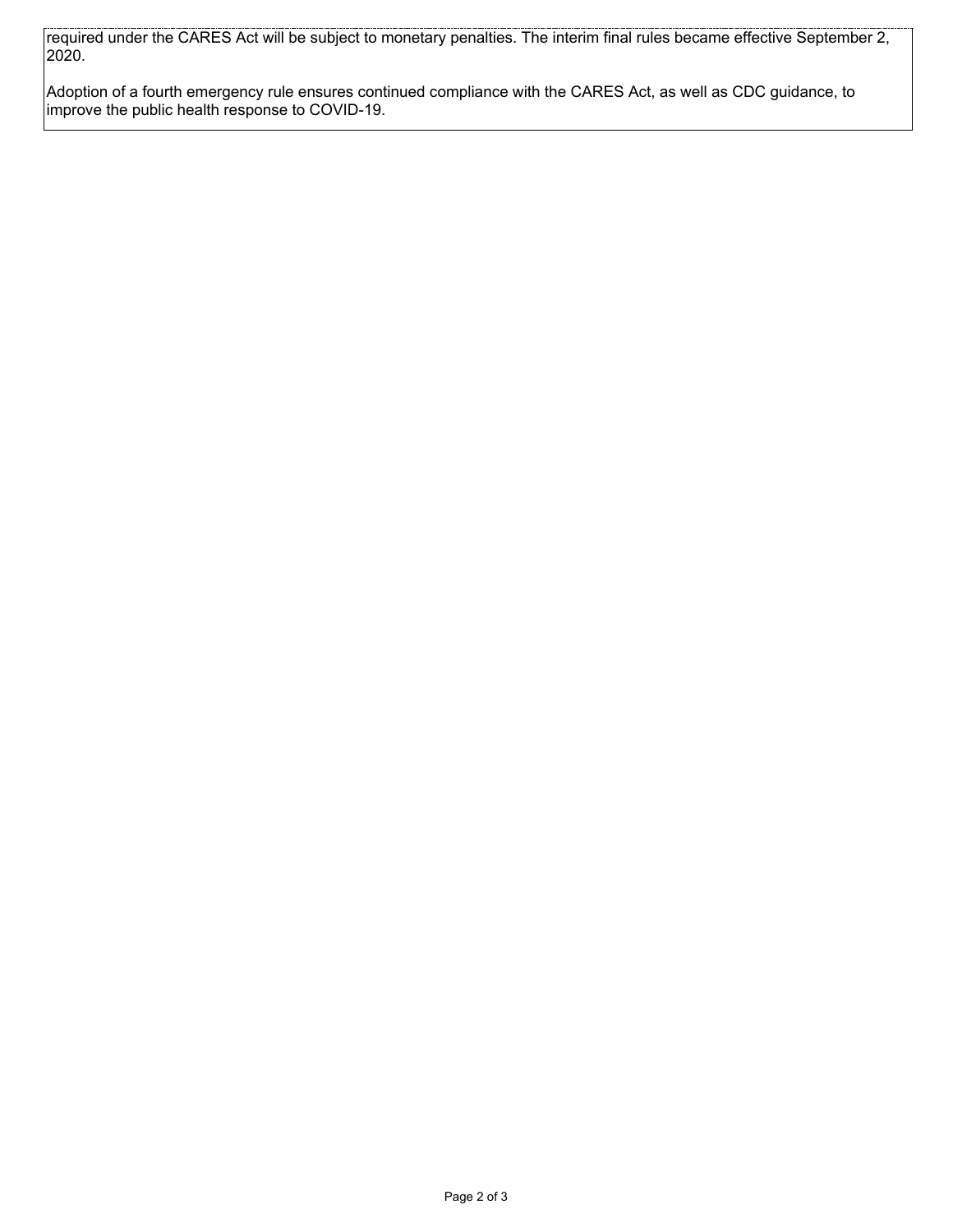required under the CARES Act will be subject to monetary penalties. The interim final rules became effective September 2, 2020.

Adoption of a fourth emergency rule ensures continued compliance with the CARES Act, as well as CDC guidance, to improve the public health response to COVID-19.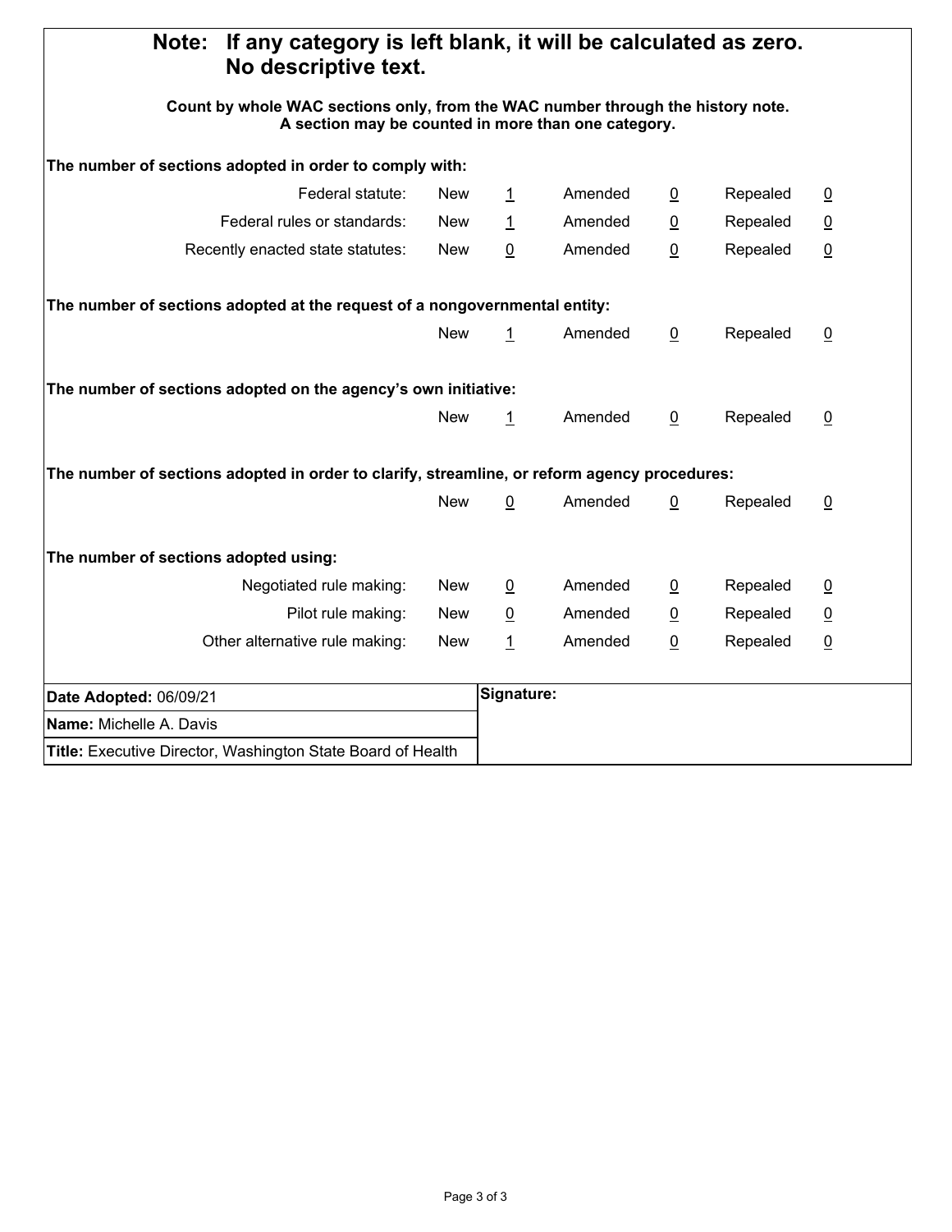**Note: If any category is left blank, it will be calculated as zero. No descriptive text.**

**Count by whole WAC sections only, from the WAC number through the history note. A section may be counted in more than one category.**

**The number of sections adopted in order to comply with:**

| | | | | | | |
|---|---|---|---|---|---|---|
| Federal statute: | New | 1 | Amended | 0 | Repealed | 0 |
| Federal rules or standards: | New | 1 | Amended | 0 | Repealed | 0 |
| Recently enacted state statutes: | New | 0 | Amended | 0 | Repealed | 0 |

**The number of sections adopted at the request of a nongovernmental entity:**

| | | | | | | |
|---|---|---|---|---|---|---|
| | New | 1 | Amended | 0 | Repealed | 0 |

**The number of sections adopted on the agency's own initiative:**

| | | | | | | |
|---|---|---|---|---|---|---|
| | New | 1 | Amended | 0 | Repealed | 0 |

**The number of sections adopted in order to clarify, streamline, or reform agency procedures:**

| | | | | | | |
|---|---|---|---|---|---|---|
| | New | 0 | Amended | 0 | Repealed | 0 |

**The number of sections adopted using:**

| | | | | | | |
|---|---|---|---|---|---|---|
| Negotiated rule making: | New | 0 | Amended | 0 | Repealed | 0 |
| Pilot rule making: | New | 0 | Amended | 0 | Repealed | 0 |
| Other alternative rule making: | New | 1 | Amended | 0 | Repealed | 0 |

| | |
|---|---|
| **Date Adopted:** 06/09/21 | **Signature:** |
| **Name:** Michelle A. Davis | |
| **Title:** Executive Director, Washington State Board of Health | |